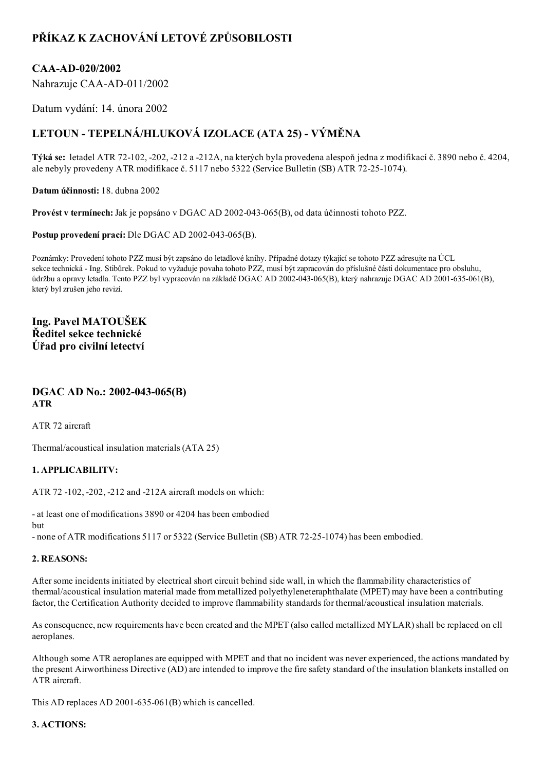# PŘÍKAZ K ZACHOVÁNÍ LETOVÉ ZPŮSOBILOSTI

## CAA-AD-020/2002

Nahrazuje CAA-AD-011/2002

Datum vydání: 14. února 2002

## LETOUN - TEPELNÁ/HLUKOVÁ IZOLACE (ATA 25) - VÝMĚNA

**Týká se:** letadel ATR 72-102, -202, -212 a -212A, na kterých byla provedena alespoň jedna z modifikací č. 3890 nebo č. 4204, ale nebyly provedeny ATR modifikace č. 5117 nebo 5322 (Service Bulletin (SB) ATR 72-25-1074).

**Datum účinnosti:** 18. dubna 2002

**Provést v termínech:** Jak je popsáno v DGAC AD 2002-043-065(B), od data účinnosti tohoto PZZ.

**Postup provedení prací:** Dle DGAC AD 2002-043-065(B).

Poznámky: Provedení tohoto PZZ musí být zapsáno do letadlové knihy. Případné dotazy týkající se tohoto PZZ adresujte na ÚCL sekce technická - Ing. Stibůrek. Pokud to vyžaduje povaha tohoto PZZ, musí být zapracován do příslušné části dokumentace pro obsluhu, údržbu a opravy letadla. Tento PZZ byl vypracován na základě DGAC AD 2002-043-065(B), který nahrazuje DGAC AD 2001-635-061(B), který byl zrušen jeho revizí.

**Ing. Pavel MATOUŠEK**
**Ředitel sekce technické**
**Úřad pro civilní letectví**

## DGAC AD No.: 2002-043-065(B)

**ATR**

ATR 72 aircraft

Thermal/acoustical insulation materials (ATA 25)

### 1. APPLICABILITV:

ATR 72 -102, -202, -212 and -212A aircraft models on which:

- at least one of modifications 3890 or 4204 has been embodied
but
- none of ATR modifications 5117 or 5322 (Service Bulletin (SB) ATR 72-25-1074) has been embodied.

### 2. REASONS:

After some incidents initiated by electrical short circuit behind side wall, in which the flammability characteristics of thermal/acoustical insulation material made from metallized polyethyleneteraphthalate (MPET) may have been a contributing factor, the Certification Authority decided to improve flammability standards for thermal/acoustical insulation materials.

As consequence, new requirements have been created and the MPET (also called metallized MYLAR) shall be replaced on ell aeroplanes.

Although some ATR aeroplanes are equipped with MPET and that no incident was never experienced, the actions mandated by the present Airworthiness Directive (AD) are intended to improve the fire safety standard of the insulation blankets installed on ATR aircraft.

This AD replaces AD 2001-635-061(B) which is cancelled.

### 3. ACTIONS: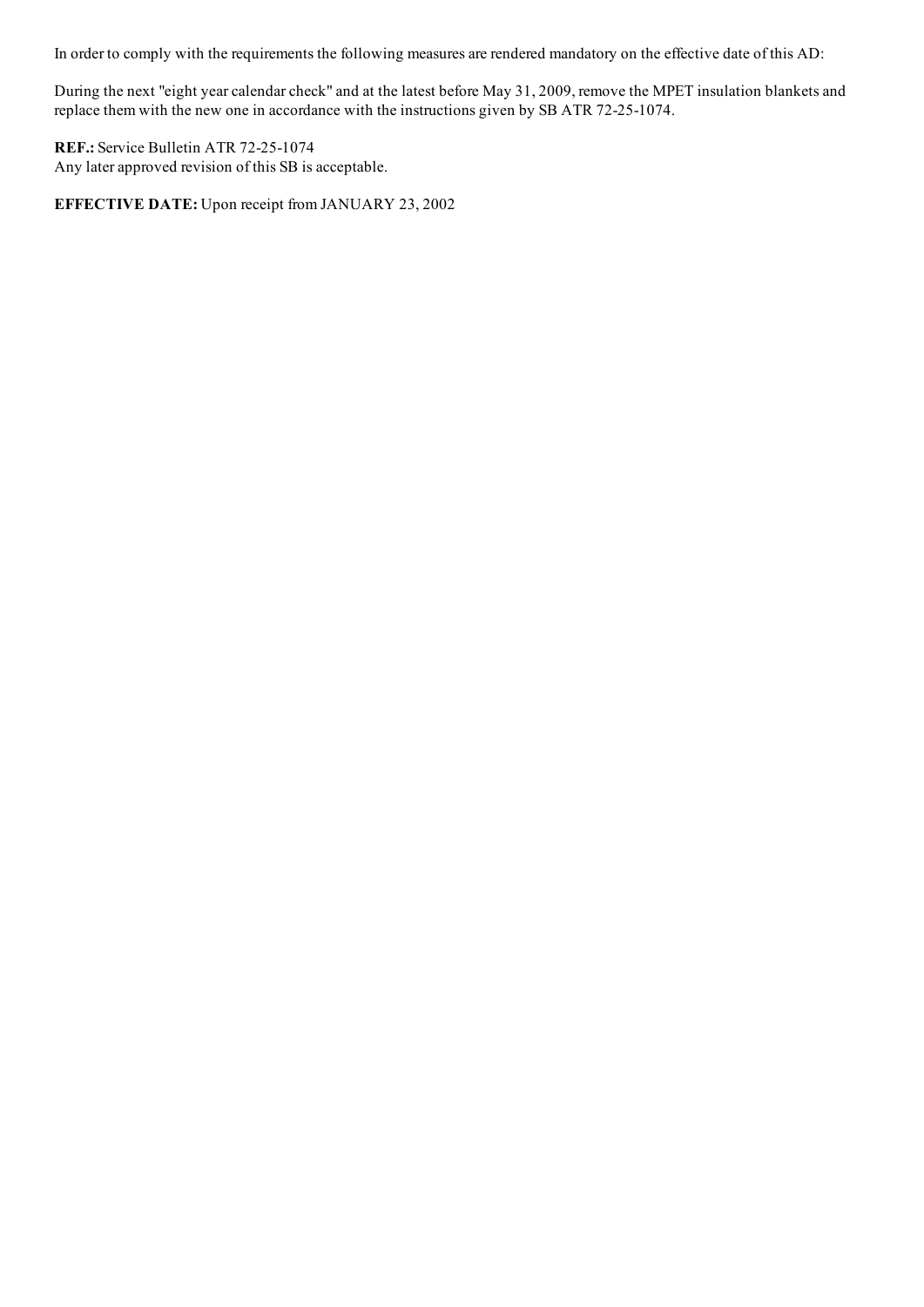In order to comply with the requirements the following measures are rendered mandatory on the effective date of this AD:

During the next "eight year calendar check" and at the latest before May 31, 2009, remove the MPET insulation blankets and replace them with the new one in accordance with the instructions given by SB ATR 72-25-1074.

**REF.:** Service Bulletin ATR 72-25-1074
Any later approved revision of this SB is acceptable.

**EFFECTIVE DATE:** Upon receipt from JANUARY 23, 2002